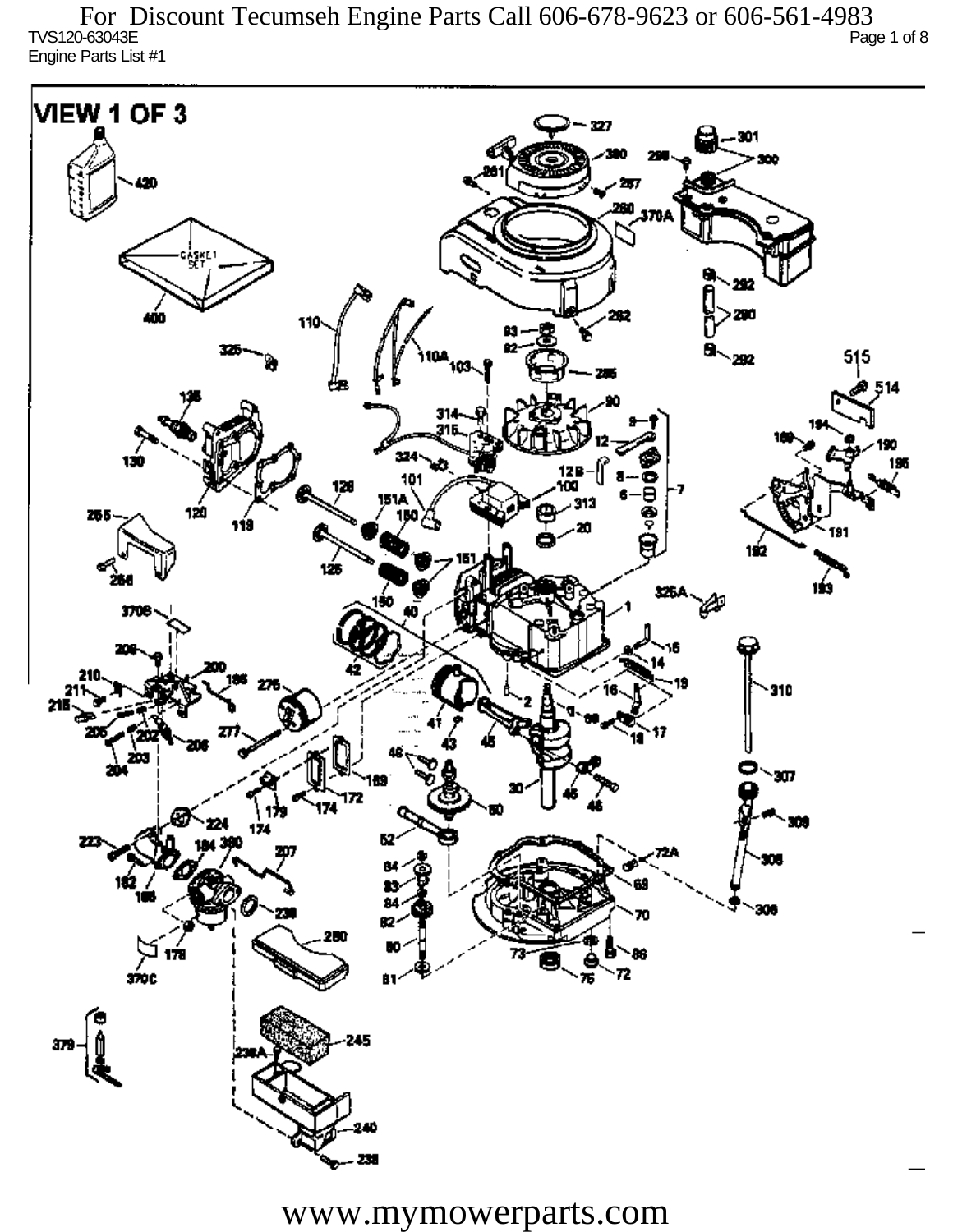For Discount Tecumseh Engine Parts Call 606-678-9623 or 606-561-4983

TVS120-63043E

Engine Parts List #1

VIEW 1 OF 3

www.mymowerparts.com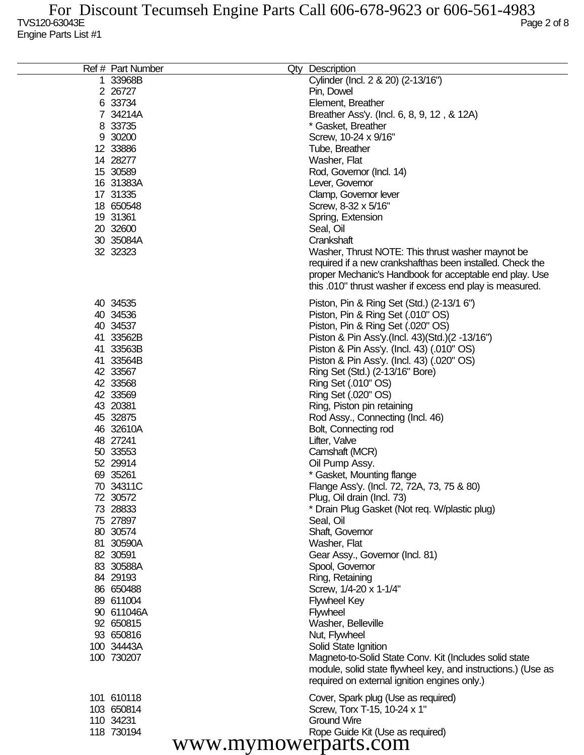TVS120-63043E

Engine Parts List #1

| Ref # | Part Number | Qty | Description |
|---|---|---|---|
| 1 | 33968B | | Cylinder (Incl. 2 & 20) (2-13/16") |
| 2 | 26727 | | Pin, Dowel |
| 6 | 33734 | | Element, Breather |
| 7 | 34214A | | Breather Ass'y. (Incl. 6, 8, 9, 12 , & 12A) |
| 8 | 33735 | | * Gasket, Breather |
| 9 | 30200 | | Screw, 10-24 x 9/16" |
| 12 | 33886 | | Tube, Breather |
| 14 | 28277 | | Washer, Flat |
| 15 | 30589 | | Rod, Governor (Incl. 14) |
| 16 | 31383A | | Lever, Governor |
| 17 | 31335 | | Clamp, Governor lever |
| 18 | 650548 | | Screw, 8-32 x 5/16" |
| 19 | 31361 | | Spring, Extension |
| 20 | 32600 | | Seal, Oil |
| 30 | 35084A | | Crankshaft |
| 32 | 32323 | | Washer, Thrust NOTE: This thrust washer maynot be required if a new crankshafthas been installed. Check the proper Mechanic's Handbook for acceptable end play. Use this .010" thrust washer if excess end play is measured. |
| 40 | 34535 | | Piston, Pin & Ring Set (Std.) (2-13/1 6") |
| 40 | 34536 | | Piston, Pin & Ring Set (.010" OS) |
| 40 | 34537 | | Piston, Pin & Ring Set (.020" OS) |
| 41 | 33562B | | Piston & Pin Ass'y.(Incl. 43)(Std.)(2 -13/16") |
| 41 | 33563B | | Piston & Pin Ass'y. (Incl. 43) (.010" OS) |
| 41 | 33564B | | Piston & Pin Ass'y. (Incl. 43) (.020" OS) |
| 42 | 33567 | | Ring Set (Std.) (2-13/16" Bore) |
| 42 | 33568 | | Ring Set (.010" OS) |
| 42 | 33569 | | Ring Set (.020" OS) |
| 43 | 20381 | | Ring, Piston pin retaining |
| 45 | 32875 | | Rod Assy., Connecting (Incl. 46) |
| 46 | 32610A | | Bolt, Connecting rod |
| 48 | 27241 | | Lifter, Valve |
| 50 | 33553 | | Camshaft (MCR) |
| 52 | 29914 | | Oil Pump Assy. |
| 69 | 35261 | | * Gasket, Mounting flange |
| 70 | 34311C | | Flange Ass'y. (Incl. 72, 72A, 73, 75 & 80) |
| 72 | 30572 | | Plug, Oil drain (Incl. 73) |
| 73 | 28833 | | * Drain Plug Gasket (Not req. W/plastic plug) |
| 75 | 27897 | | Seal, Oil |
| 80 | 30574 | | Shaft, Governor |
| 81 | 30590A | | Washer, Flat |
| 82 | 30591 | | Gear Assy., Governor (Incl. 81) |
| 83 | 30588A | | Spool, Governor |
| 84 | 29193 | | Ring, Retaining |
| 86 | 650488 | | Screw, 1/4-20 x 1-1/4" |
| 89 | 611004 | | Flywheel Key |
| 90 | 611046A | | Flywheel |
| 92 | 650815 | | Washer, Belleville |
| 93 | 650816 | | Nut, Flywheel |
| 100 | 34443A | | Solid State Ignition |
| 100 | 730207 | | Magneto-to-Solid State Conv. Kit (Includes solid state module, solid state flywheel key, and instructions.) (Use as required on external ignition engines only.) |
| 101 | 610118 | | Cover, Spark plug (Use as required) |
| 103 | 650814 | | Screw, Torx T-15, 10-24 x 1" |
| 110 | 34231 | | Ground Wire |
| 118 | 730194 | | Rope Guide Kit (Use as required) |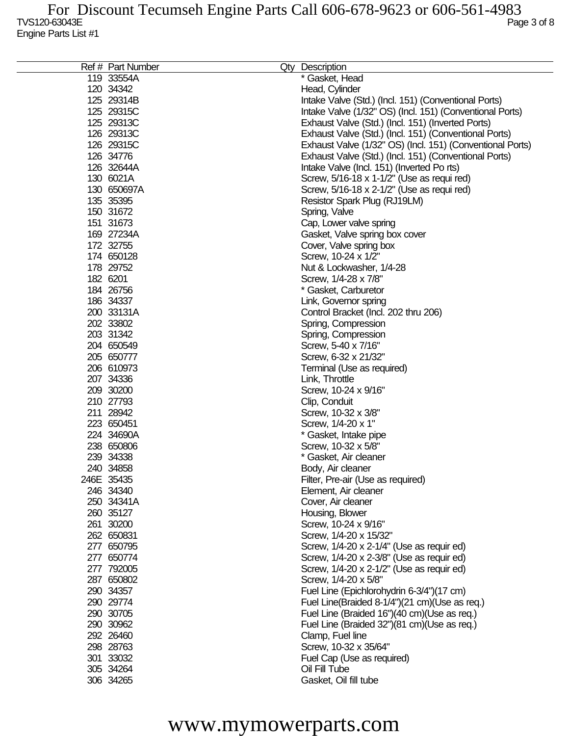TVS120-63043E

Engine Parts List #1

| Ref # | Part Number | Qty | Description |
|---|---|---|---|
| 119 | 33554A | | * Gasket, Head |
| 120 | 34342 | | Head, Cylinder |
| 125 | 29314B | | Intake Valve (Std.) (Incl. 151) (Conventional Ports) |
| 125 | 29315C | | Intake Valve (1/32" OS) (Incl. 151) (Conventional Ports) |
| 125 | 29313C | | Exhaust Valve (Std.) (Incl. 151) (Inverted Ports) |
| 126 | 29313C | | Exhaust Valve (Std.) (Incl. 151) (Conventional Ports) |
| 126 | 29315C | | Exhaust Valve (1/32" OS) (Incl. 151) (Conventional Ports) |
| 126 | 34776 | | Exhaust Valve (Std.) (Incl. 151) (Conventional Ports) |
| 126 | 32644A | | Intake Valve (Incl. 151) (Inverted Po rts) |
| 130 | 6021A | | Screw, 5/16-18 x 1-1/2" (Use as requi red) |
| 130 | 650697A | | Screw, 5/16-18 x 2-1/2" (Use as requi red) |
| 135 | 35395 | | Resistor Spark Plug (RJ19LM) |
| 150 | 31672 | | Spring, Valve |
| 151 | 31673 | | Cap, Lower valve spring |
| 169 | 27234A | | Gasket, Valve spring box cover |
| 172 | 32755 | | Cover, Valve spring box |
| 174 | 650128 | | Screw, 10-24 x 1/2" |
| 178 | 29752 | | Nut & Lockwasher, 1/4-28 |
| 182 | 6201 | | Screw, 1/4-28 x 7/8" |
| 184 | 26756 | | * Gasket, Carburetor |
| 186 | 34337 | | Link, Governor spring |
| 200 | 33131A | | Control Bracket (Incl. 202 thru 206) |
| 202 | 33802 | | Spring, Compression |
| 203 | 31342 | | Spring, Compression |
| 204 | 650549 | | Screw, 5-40 x 7/16" |
| 205 | 650777 | | Screw, 6-32 x 21/32" |
| 206 | 610973 | | Terminal (Use as required) |
| 207 | 34336 | | Link, Throttle |
| 209 | 30200 | | Screw, 10-24 x 9/16" |
| 210 | 27793 | | Clip, Conduit |
| 211 | 28942 | | Screw, 10-32 x 3/8" |
| 223 | 650451 | | Screw, 1/4-20 x 1" |
| 224 | 34690A | | * Gasket, Intake pipe |
| 238 | 650806 | | Screw, 10-32 x 5/8" |
| 239 | 34338 | | * Gasket, Air cleaner |
| 240 | 34858 | | Body, Air cleaner |
| 246E | 35435 | | Filter, Pre-air (Use as required) |
| 246 | 34340 | | Element, Air cleaner |
| 250 | 34341A | | Cover, Air cleaner |
| 260 | 35127 | | Housing, Blower |
| 261 | 30200 | | Screw, 10-24 x 9/16" |
| 262 | 650831 | | Screw, 1/4-20 x 15/32" |
| 277 | 650795 | | Screw, 1/4-20 x 2-1/4" (Use as requir ed) |
| 277 | 650774 | | Screw, 1/4-20 x 2-3/8" (Use as requir ed) |
| 277 | 792005 | | Screw, 1/4-20 x 2-1/2" (Use as requir ed) |
| 287 | 650802 | | Screw, 1/4-20 x 5/8" |
| 290 | 34357 | | Fuel Line (Epichlorohydrin 6-3/4")(17 cm) |
| 290 | 29774 | | Fuel Line(Braided 8-1/4")(21 cm)(Use as req.) |
| 290 | 30705 | | Fuel Line (Braided 16")(40 cm)(Use as req.) |
| 290 | 30962 | | Fuel Line (Braided 32")(81 cm)(Use as req.) |
| 292 | 26460 | | Clamp, Fuel line |
| 298 | 28763 | | Screw, 10-32 x 35/64" |
| 301 | 33032 | | Fuel Cap (Use as required) |
| 305 | 34264 | | Oil Fill Tube |
| 306 | 34265 | | Gasket, Oil fill tube |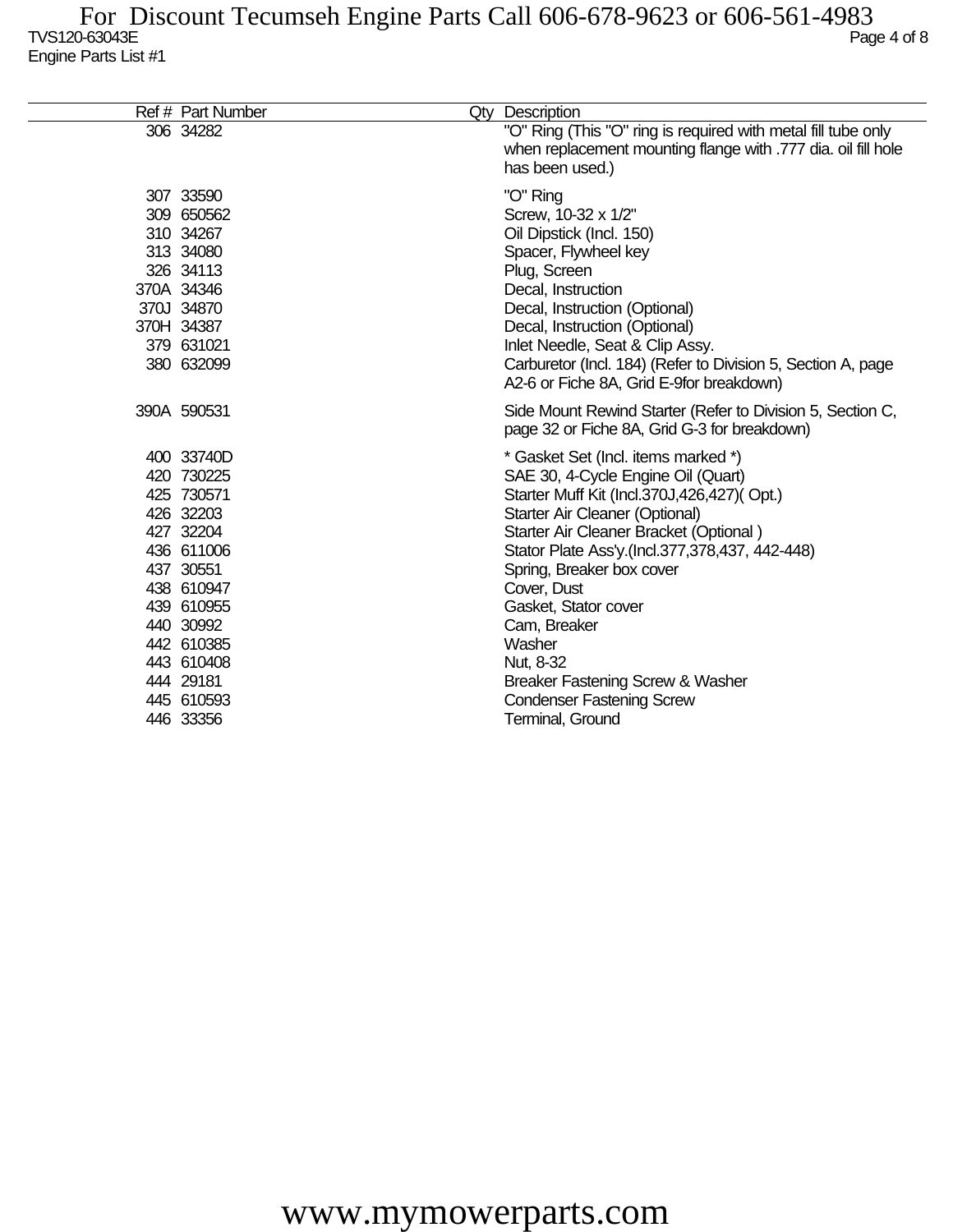| Ref # | Part Number | Qty | Description |
|---|---|---|---|
| 306 | 34282 | | "O" Ring (This "O" ring is required with metal fill tube only when replacement mounting flange with .777 dia. oil fill hole has been used.) |
| 307 | 33590 | | "O" Ring |
| 309 | 650562 | | Screw, 10-32 x 1/2" |
| 310 | 34267 | | Oil Dipstick (Incl. 150) |
| 313 | 34080 | | Spacer, Flywheel key |
| 326 | 34113 | | Plug, Screen |
| 370A | 34346 | | Decal, Instruction |
| 370J | 34870 | | Decal, Instruction (Optional) |
| 370H | 34387 | | Decal, Instruction (Optional) |
| 379 | 631021 | | Inlet Needle, Seat & Clip Assy. |
| 380 | 632099 | | Carburetor (Incl. 184) (Refer to Division 5, Section A, page A2-6 or Fiche 8A, Grid E-9for breakdown) |
| 390A | 590531 | | Side Mount Rewind Starter (Refer to Division 5, Section C, page 32 or Fiche 8A, Grid G-3 for breakdown) |
| 400 | 33740D | | * Gasket Set (Incl. items marked *) |
| 420 | 730225 | | SAE 30, 4-Cycle Engine Oil (Quart) |
| 425 | 730571 | | Starter Muff Kit (Incl.370J,426,427)( Opt.) |
| 426 | 32203 | | Starter Air Cleaner (Optional) |
| 427 | 32204 | | Starter Air Cleaner Bracket (Optional ) |
| 436 | 611006 | | Stator Plate Ass'y.(Incl.377,378,437, 442-448) |
| 437 | 30551 | | Spring, Breaker box cover |
| 438 | 610947 | | Cover, Dust |
| 439 | 610955 | | Gasket, Stator cover |
| 440 | 30992 | | Cam, Breaker |
| 442 | 610385 | | Washer |
| 443 | 610408 | | Nut, 8-32 |
| 444 | 29181 | | Breaker Fastening Screw & Washer |
| 445 | 610593 | | Condenser Fastening Screw |
| 446 | 33356 | | Terminal, Ground |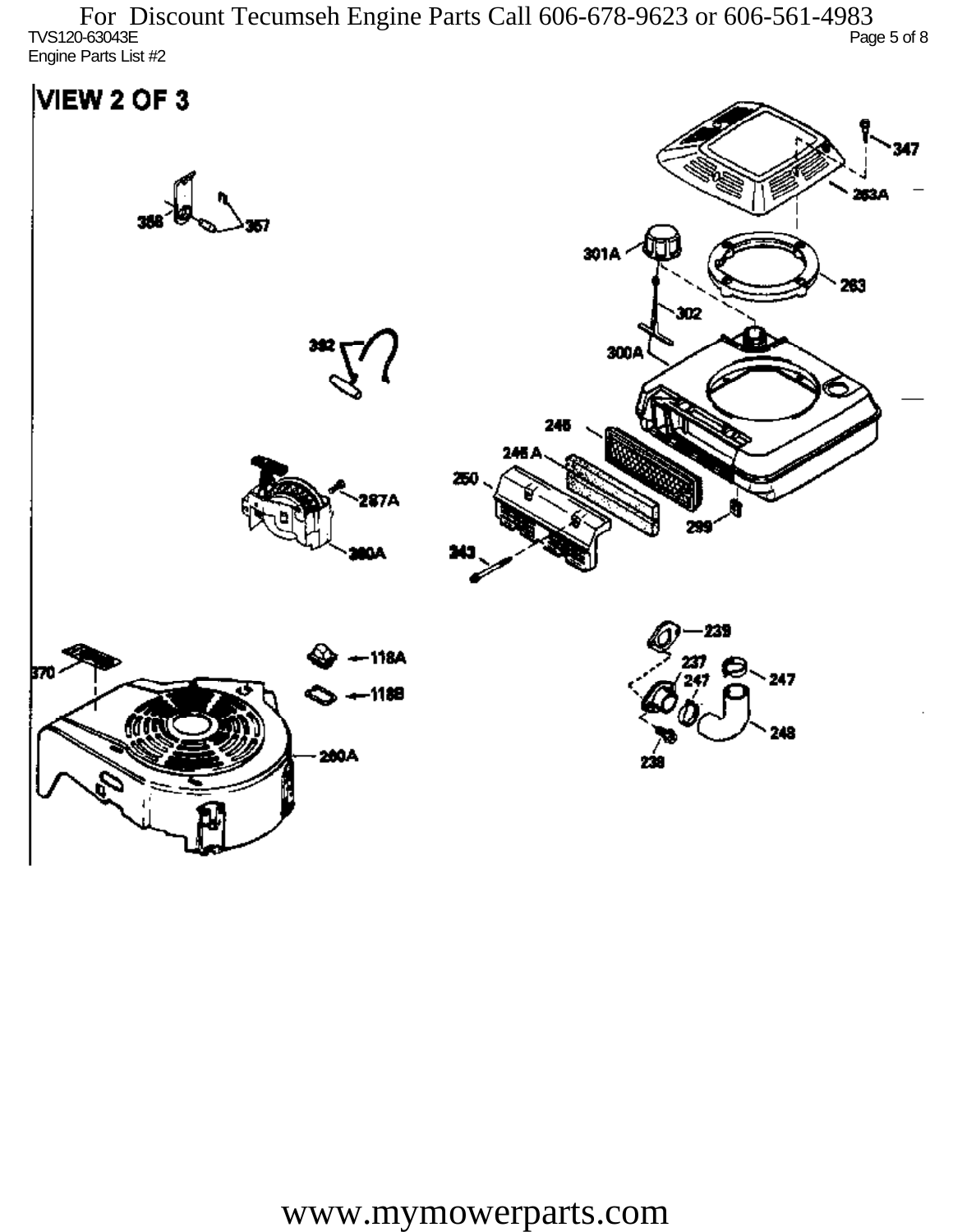# VIEW 2 OF 3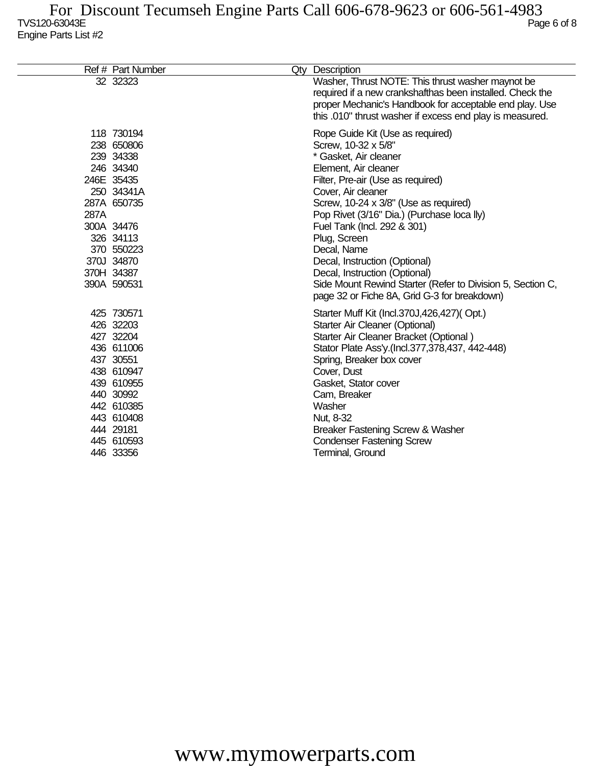| Ref # | Part Number | Qty | Description |
|---|---|---|---|
| 32 | 32323 | | Washer, Thrust NOTE: This thrust washer maynot be required if a new crankshafthas been installed. Check the proper Mechanic's Handbook for acceptable end play. Use this .010" thrust washer if excess end play is measured. |
| 118 | 730194 | | Rope Guide Kit (Use as required) |
| 238 | 650806 | | Screw, 10-32 x 5/8" |
| 239 | 34338 | | * Gasket, Air cleaner |
| 246 | 34340 | | Element, Air cleaner |
| 246E | 35435 | | Filter, Pre-air (Use as required) |
| 250 | 34341A | | Cover, Air cleaner |
| 287A | 650735 | | Screw, 10-24 x 3/8" (Use as required) |
| 287A | | | Pop Rivet (3/16" Dia.) (Purchase loca lly) |
| 300A | 34476 | | Fuel Tank (Incl. 292 & 301) |
| 326 | 34113 | | Plug, Screen |
| 370 | 550223 | | Decal, Name |
| 370J | 34870 | | Decal, Instruction (Optional) |
| 370H | 34387 | | Decal, Instruction (Optional) |
| 390A | 590531 | | Side Mount Rewind Starter (Refer to Division 5, Section C, page 32 or Fiche 8A, Grid G-3 for breakdown) |
| 425 | 730571 | | Starter Muff Kit (Incl.370J,426,427)( Opt.) |
| 426 | 32203 | | Starter Air Cleaner (Optional) |
| 427 | 32204 | | Starter Air Cleaner Bracket (Optional ) |
| 436 | 611006 | | Stator Plate Ass'y.(Incl.377,378,437, 442-448) |
| 437 | 30551 | | Spring, Breaker box cover |
| 438 | 610947 | | Cover, Dust |
| 439 | 610955 | | Gasket, Stator cover |
| 440 | 30992 | | Cam, Breaker |
| 442 | 610385 | | Washer |
| 443 | 610408 | | Nut, 8-32 |
| 444 | 29181 | | Breaker Fastening Screw & Washer |
| 445 | 610593 | | Condenser Fastening Screw |
| 446 | 33356 | | Terminal, Ground |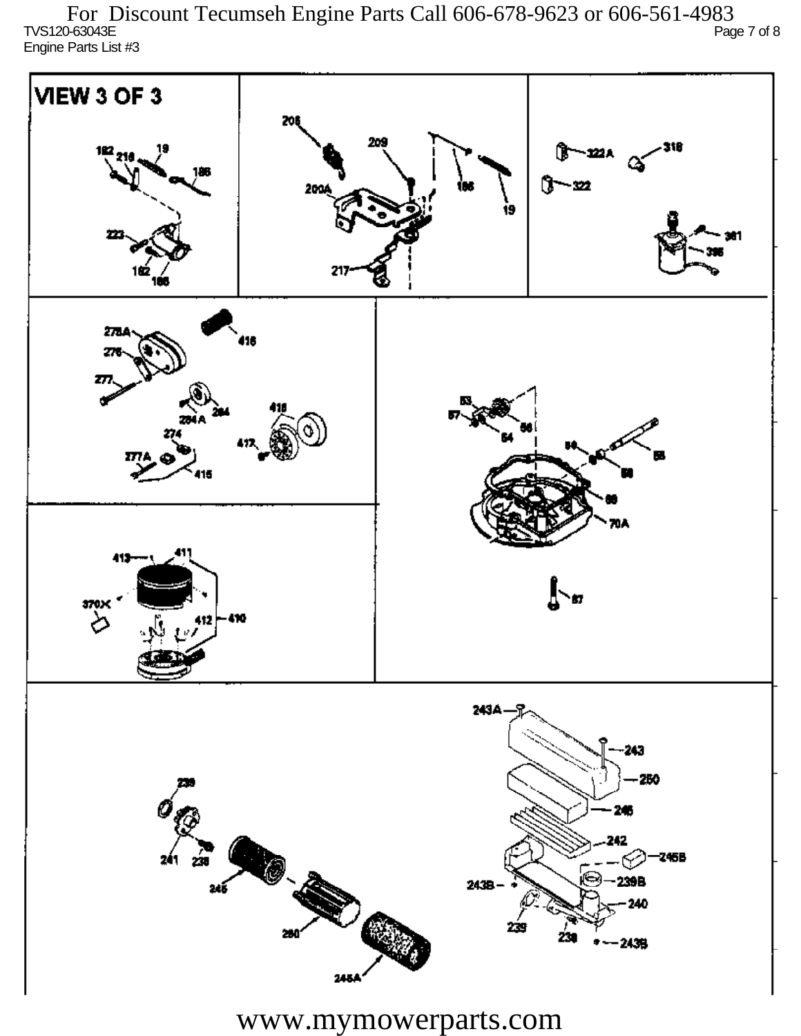For Discount Tecumseh Engine Parts Call 606-678-9623 or 606-561-4983

TVS120-63043E

Engine Parts List #3

VIEW 3 OF 3

www.mymowerparts.com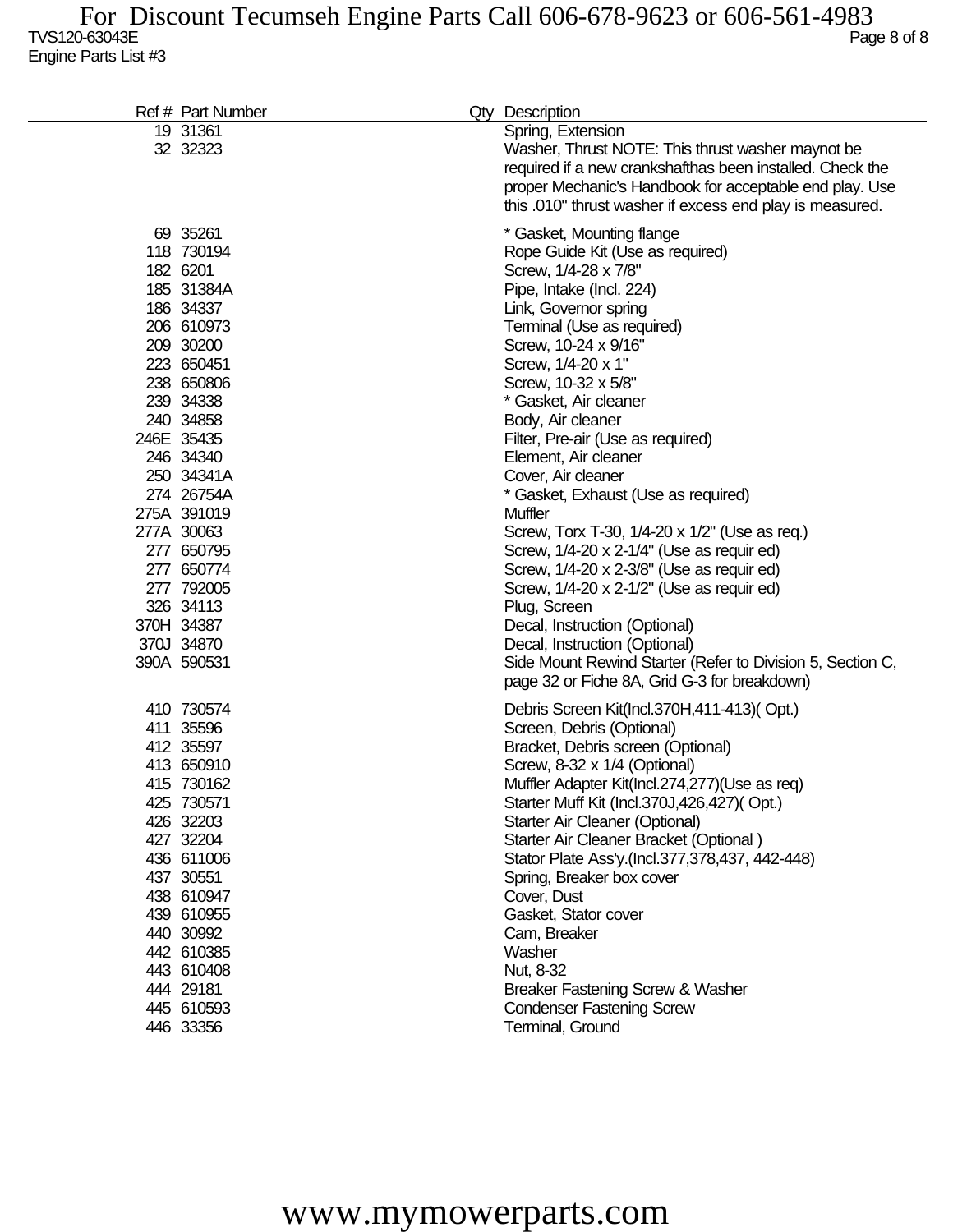| Ref # | Part Number | Qty | Description |
|---|---|---|---|
| 19 | 31361 | | Spring, Extension |
| 32 | 32323 | | Washer, Thrust NOTE: This thrust washer maynot be required if a new crankshafthas been installed. Check the proper Mechanic's Handbook for acceptable end play. Use this .010" thrust washer if excess end play is measured. |
| 69 | 35261 | | * Gasket, Mounting flange |
| 118 | 730194 | | Rope Guide Kit (Use as required) |
| 182 | 6201 | | Screw, 1/4-28 x 7/8" |
| 185 | 31384A | | Pipe, Intake (Incl. 224) |
| 186 | 34337 | | Link, Governor spring |
| 206 | 610973 | | Terminal (Use as required) |
| 209 | 30200 | | Screw, 10-24 x 9/16" |
| 223 | 650451 | | Screw, 1/4-20 x 1" |
| 238 | 650806 | | Screw, 10-32 x 5/8" |
| 239 | 34338 | | * Gasket, Air cleaner |
| 240 | 34858 | | Body, Air cleaner |
| 246E | 35435 | | Filter, Pre-air (Use as required) |
| 246 | 34340 | | Element, Air cleaner |
| 250 | 34341A | | Cover, Air cleaner |
| 274 | 26754A | | * Gasket, Exhaust (Use as required) |
| 275A | 391019 | | Muffler |
| 277A | 30063 | | Screw, Torx T-30, 1/4-20 x 1/2" (Use as req.) |
| 277 | 650795 | | Screw, 1/4-20 x 2-1/4" (Use as requir ed) |
| 277 | 650774 | | Screw, 1/4-20 x 2-3/8" (Use as requir ed) |
| 277 | 792005 | | Screw, 1/4-20 x 2-1/2" (Use as requir ed) |
| 326 | 34113 | | Plug, Screen |
| 370H | 34387 | | Decal, Instruction (Optional) |
| 370J | 34870 | | Decal, Instruction (Optional) |
| 390A | 590531 | | Side Mount Rewind Starter (Refer to Division 5, Section C, page 32 or Fiche 8A, Grid G-3 for breakdown) |
| 410 | 730574 | | Debris Screen Kit(Incl.370H,411-413)( Opt.) |
| 411 | 35596 | | Screen, Debris (Optional) |
| 412 | 35597 | | Bracket, Debris screen (Optional) |
| 413 | 650910 | | Screw, 8-32 x 1/4 (Optional) |
| 415 | 730162 | | Muffler Adapter Kit(Incl.274,277)(Use as req) |
| 425 | 730571 | | Starter Muff Kit (Incl.370J,426,427)( Opt.) |
| 426 | 32203 | | Starter Air Cleaner (Optional) |
| 427 | 32204 | | Starter Air Cleaner Bracket (Optional ) |
| 436 | 611006 | | Stator Plate Ass'y.(Incl.377,378,437, 442-448) |
| 437 | 30551 | | Spring, Breaker box cover |
| 438 | 610947 | | Cover, Dust |
| 439 | 610955 | | Gasket, Stator cover |
| 440 | 30992 | | Cam, Breaker |
| 442 | 610385 | | Washer |
| 443 | 610408 | | Nut, 8-32 |
| 444 | 29181 | | Breaker Fastening Screw & Washer |
| 445 | 610593 | | Condenser Fastening Screw |
| 446 | 33356 | | Terminal, Ground |